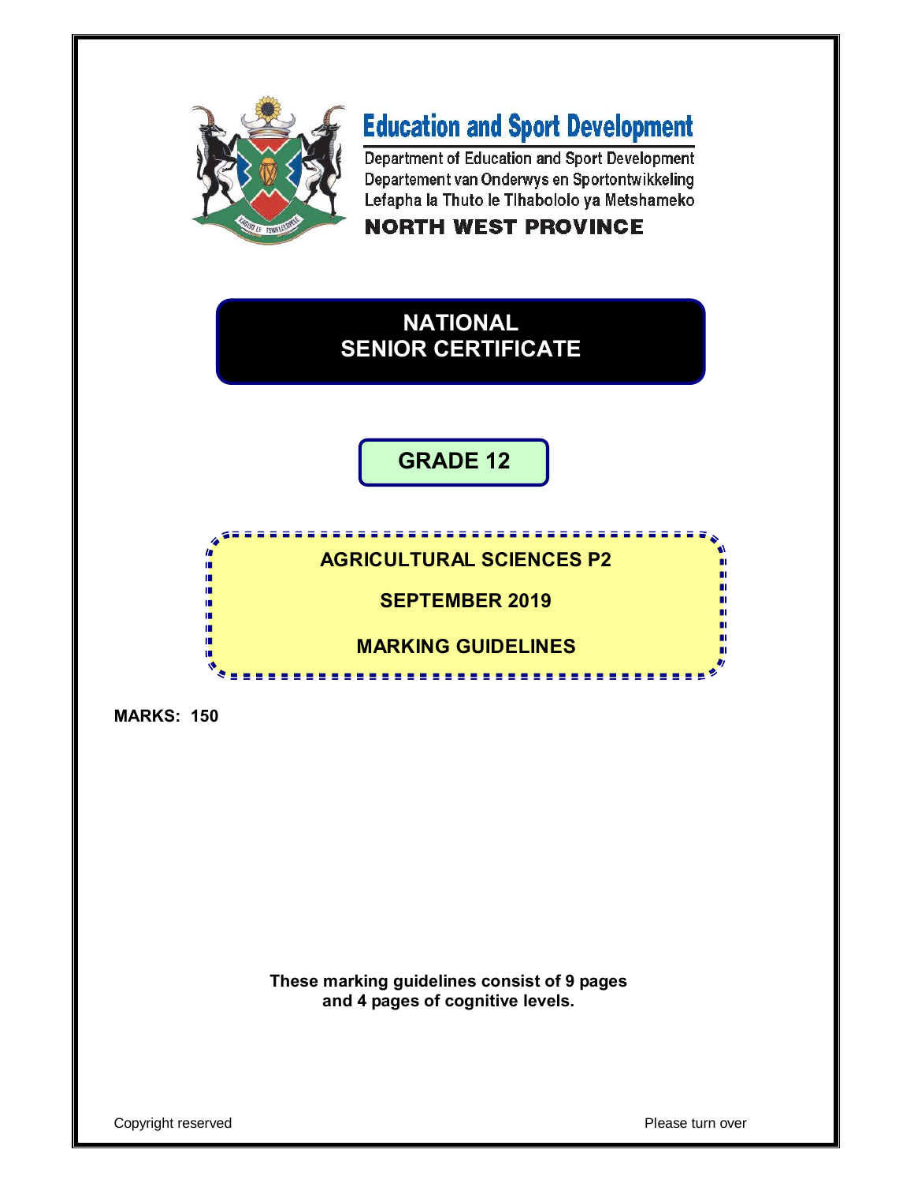# Education and Sport Development

Department of Education and Sport Development
Departement van Onderwys en Sportontwikkeling
Lefapha la Thuto le Tlhabololo ya Metshameko

**NORTH WEST PROVINCE**

# NATIONAL SENIOR CERTIFICATE

## GRADE 12

## AGRICULTURAL SCIENCES P2

## SEPTEMBER 2019

## MARKING GUIDELINES

**MARKS: 150**

**These marking guidelines consist of 9 pages and 4 pages of cognitive levels.**

Copyright reserved

Please turn over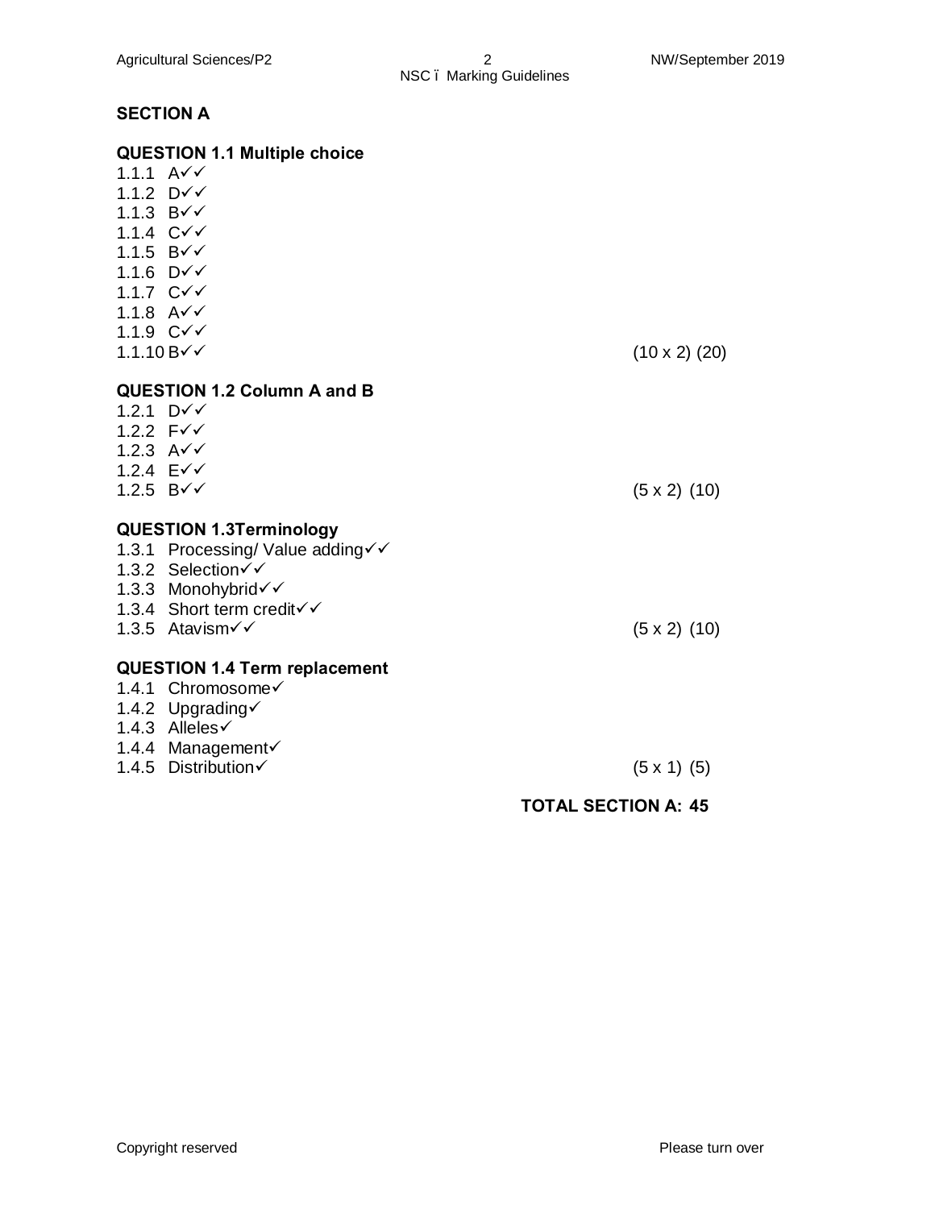## SECTION A

### QUESTION 1.1 Multiple choice

1.1.1 A✓✓
1.1.2 D✓✓
1.1.3 B✓✓
1.1.4 C✓✓
1.1.5 B✓✓
1.1.6 D✓✓
1.1.7 C✓✓
1.1.8 A✓✓
1.1.9 C✓✓
1.1.10 B✓✓ (10 x 2) (20)

### QUESTION 1.2 Column A and B

1.2.1 D✓✓
1.2.2 F✓✓
1.2.3 A✓✓
1.2.4 E✓✓
1.2.5 B✓✓ (5 x 2) (10)

### QUESTION 1.3Terminology

1.3.1 Processing/ Value adding✓✓
1.3.2 Selection✓✓
1.3.3 Monohybrid✓✓
1.3.4 Short term credit✓✓
1.3.5 Atavism✓✓ (5 x 2) (10)

### QUESTION 1.4 Term replacement

1.4.1 Chromosome✓
1.4.2 Upgrading✓
1.4.3 Alleles✓
1.4.4 Management✓
1.4.5 Distribution✓ (5 x 1) (5)

**TOTAL SECTION A: 45**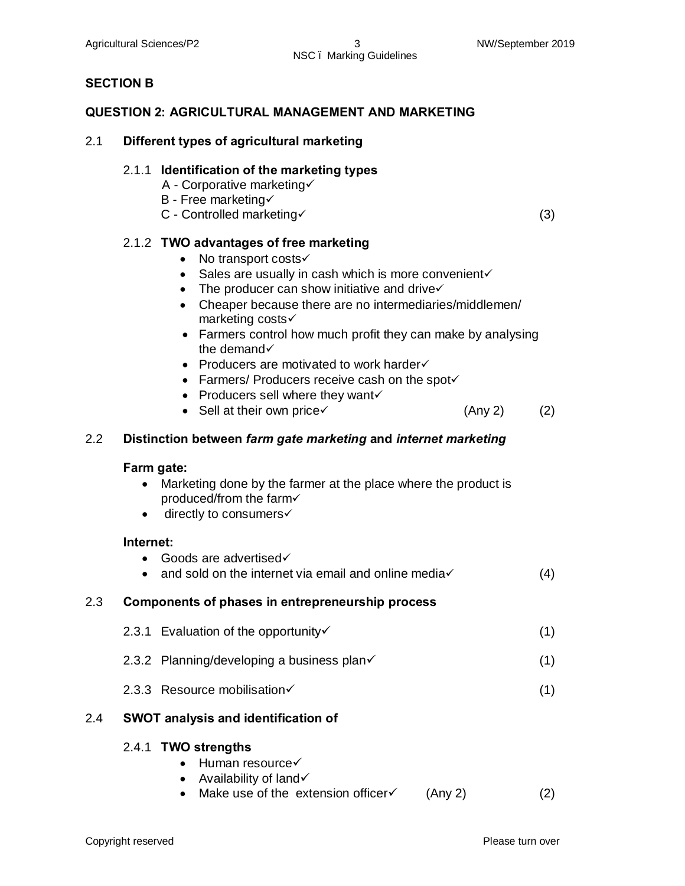## SECTION B

## QUESTION 2: AGRICULTURAL MANAGEMENT AND MARKETING

2.1 **Different types of agricultural marketing**

2.1.1 **Identification of the marketing types**

A - Corporative marketing✓
B - Free marketing✓
C - Controlled marketing✓ (3)

2.1.2 **TWO advantages of free marketing**

- No transport costs✓
- Sales are usually in cash which is more convenient✓
- The producer can show initiative and drive✓
- Cheaper because there are no intermediaries/middlemen/ marketing costs✓
- Farmers control how much profit they can make by analysing the demand✓
- Producers are motivated to work harder✓
- Farmers/ Producers receive cash on the spot✓
- Producers sell where they want✓
- Sell at their own price✓ (Any 2) (2)

2.2 **Distinction between *farm gate marketing* and *internet marketing***

**Farm gate:**

- Marketing done by the farmer at the place where the product is produced/from the farm✓
- directly to consumers✓

**Internet:**

- Goods are advertised✓
- and sold on the internet via email and online media✓ (4)

2.3 **Components of phases in entrepreneurship process**

2.3.1 Evaluation of the opportunity✓ (1)

2.3.2 Planning/developing a business plan✓ (1)

2.3.3 Resource mobilisation✓ (1)

2.4 **SWOT analysis and identification of**

2.4.1 **TWO strengths**

- Human resource✓
- Availability of land✓
- Make use of the extension officer✓ (Any 2) (2)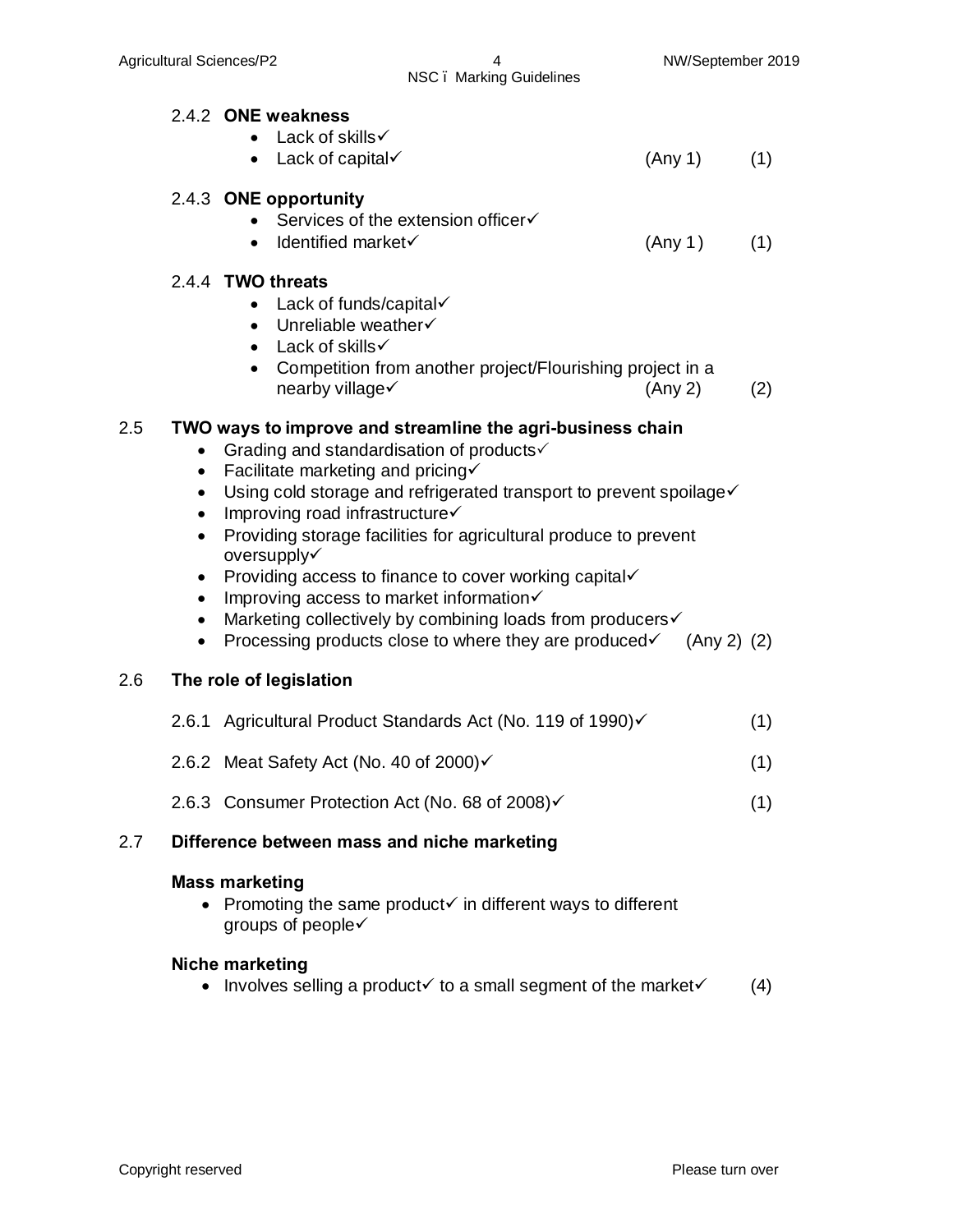2.4.2 **ONE weakness**

- Lack of skills✓
- Lack of capital✓ (Any 1) (1)

2.4.3 **ONE opportunity**

- Services of the extension officer✓
- Identified market✓ (Any 1) (1)

2.4.4 **TWO threats**

- Lack of funds/capital✓
- Unreliable weather✓
- Lack of skills✓
- Competition from another project/Flourishing project in a nearby village✓ (Any 2) (2)

2.5 **TWO ways to improve and streamline the agri-business chain**

- Grading and standardisation of products✓
- Facilitate marketing and pricing✓
- Using cold storage and refrigerated transport to prevent spoilage✓
- Improving road infrastructure✓
- Providing storage facilities for agricultural produce to prevent oversupply✓
- Providing access to finance to cover working capital✓
- Improving access to market information✓
- Marketing collectively by combining loads from producers✓
- Processing products close to where they are produced✓ (Any 2) (2)

2.6 **The role of legislation**

2.6.1 Agricultural Product Standards Act (No. 119 of 1990)✓ (1)

2.6.2 Meat Safety Act (No. 40 of 2000)✓ (1)

2.6.3 Consumer Protection Act (No. 68 of 2008)✓ (1)

2.7 **Difference between mass and niche marketing**

**Mass marketing**

- Promoting the same product✓ in different ways to different groups of people✓

**Niche marketing**

- Involves selling a product✓ to a small segment of the market✓ (4)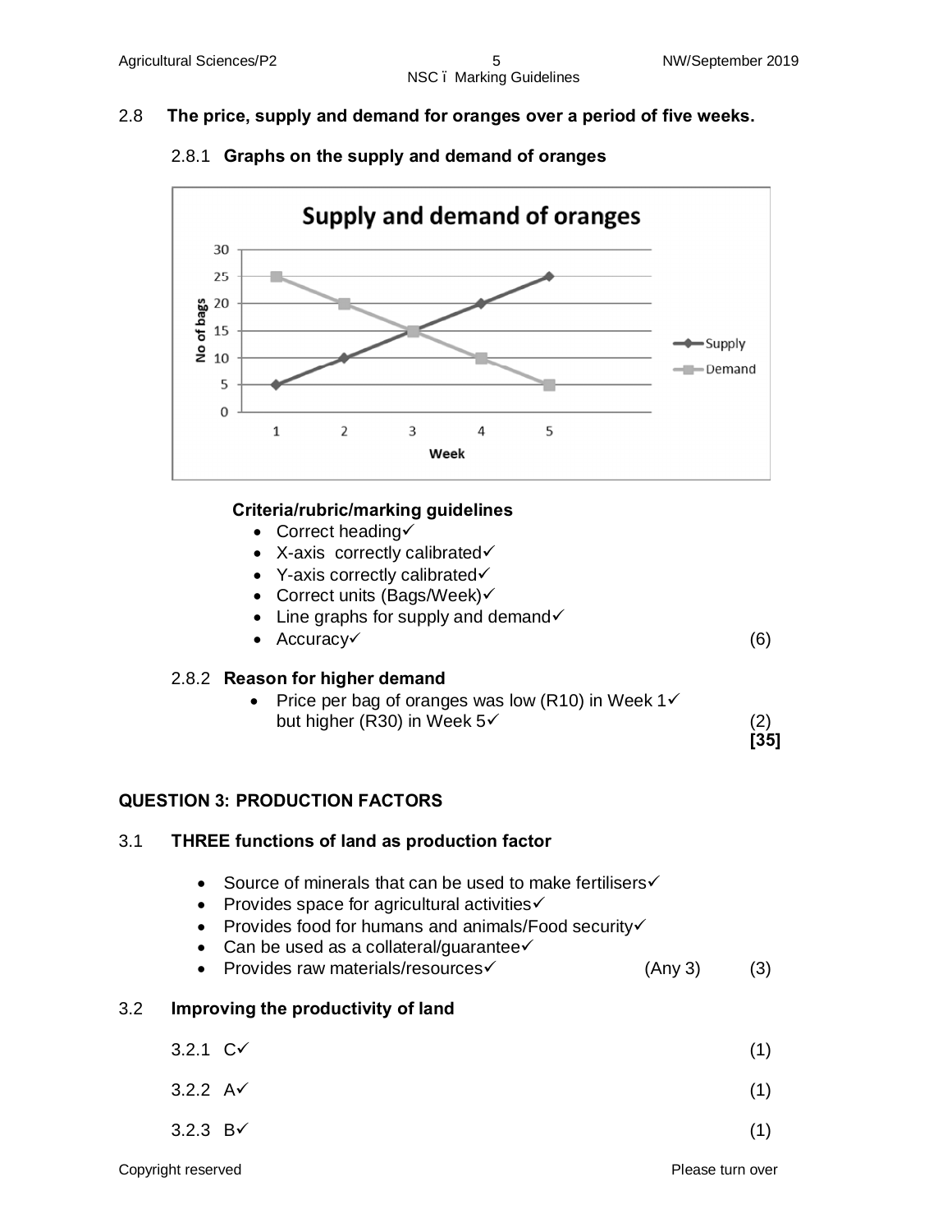## 2.8 The price, supply and demand for oranges over a period of five weeks.

### 2.8.1 Graphs on the supply and demand of oranges

**Criteria/rubric/marking guidelines**

- Correct heading✓
- X-axis correctly calibrated✓
- Y-axis correctly calibrated✓
- Correct units (Bags/Week)✓
- Line graphs for supply and demand✓
- Accuracy✓ (6)

### 2.8.2 Reason for higher demand

- Price per bag of oranges was low (R10) in Week 1✓ but higher (R30) in Week 5✓ (2)

**[35]**

## QUESTION 3: PRODUCTION FACTORS

### 3.1 THREE functions of land as production factor

- Source of minerals that can be used to make fertilisers✓
- Provides space for agricultural activities✓
- Provides food for humans and animals/Food security✓
- Can be used as a collateral/guarantee✓
- Provides raw materials/resources✓ (Any 3) (3)

### 3.2 Improving the productivity of land

3.2.1 C✓ (1)

3.2.2 A✓ (1)

3.2.3 B✓ (1)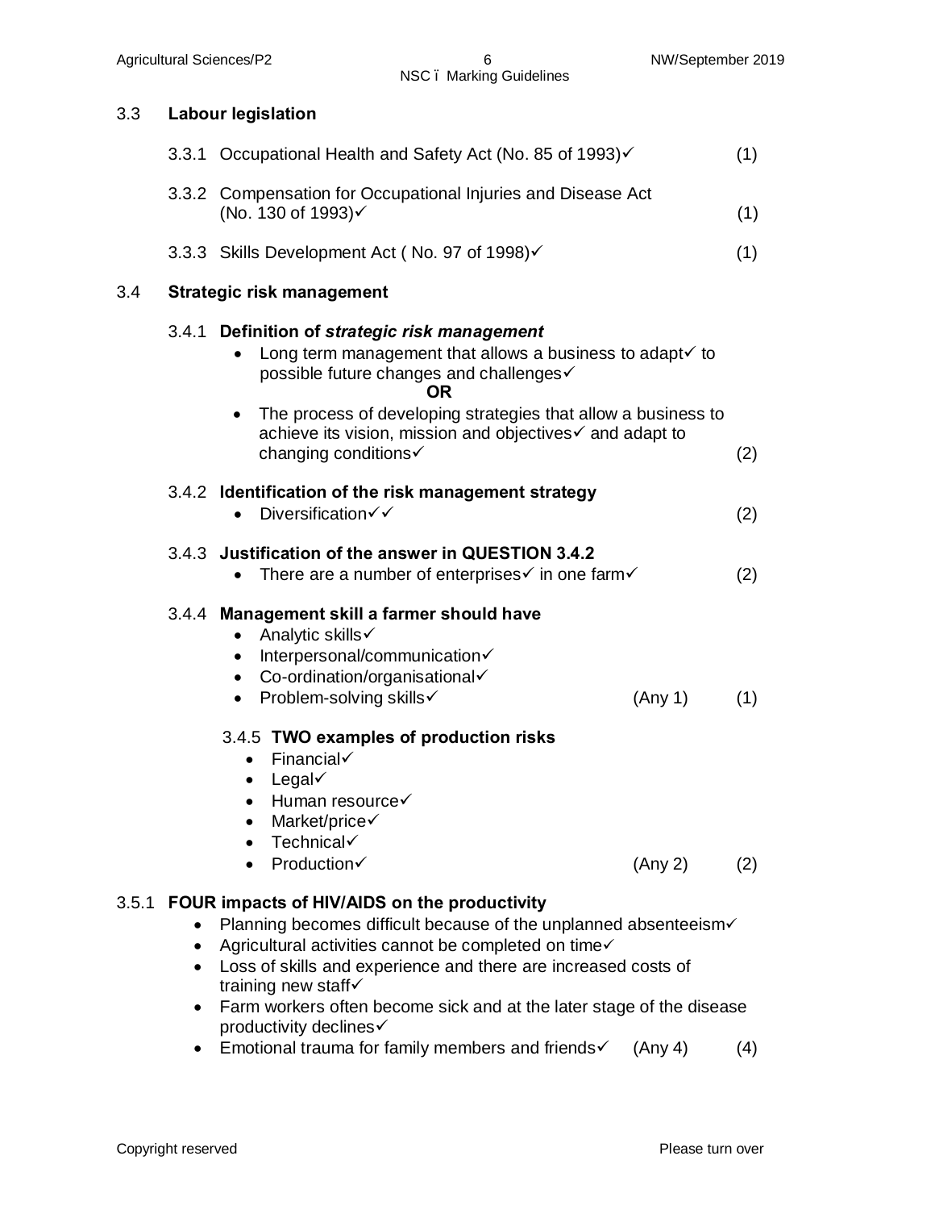## 3.3 Labour legislation

3.3.1 Occupational Health and Safety Act (No. 85 of 1993)✓ (1)

3.3.2 Compensation for Occupational Injuries and Disease Act (No. 130 of 1993)✓ (1)

3.3.3 Skills Development Act ( No. 97 of 1998)✓ (1)

## 3.4 Strategic risk management

### 3.4.1 Definition of ***strategic risk management***

- Long term management that allows a business to adapt✓ to possible future changes and challenges✓

**OR**

- The process of developing strategies that allow a business to achieve its vision, mission and objectives✓ and adapt to changing conditions✓ (2)

### 3.4.2 Identification of the risk management strategy

- Diversification✓✓ (2)

### 3.4.3 Justification of the answer in QUESTION 3.4.2

- There are a number of enterprises✓ in one farm✓ (2)

### 3.4.4 Management skill a farmer should have

- Analytic skills✓
- Interpersonal/communication✓
- Co-ordination/organisational✓
- Problem-solving skills✓ (Any 1) (1)

### 3.4.5 TWO examples of production risks

- Financial✓
- Legal✓
- Human resource✓
- Market/price✓
- Technical✓
- Production✓ (Any 2) (2)

### 3.5.1 FOUR impacts of HIV/AIDS on the productivity

- Planning becomes difficult because of the unplanned absenteeism✓
- Agricultural activities cannot be completed on time✓
- Loss of skills and experience and there are increased costs of training new staff✓
- Farm workers often become sick and at the later stage of the disease productivity declines✓
- Emotional trauma for family members and friends✓ (Any 4) (4)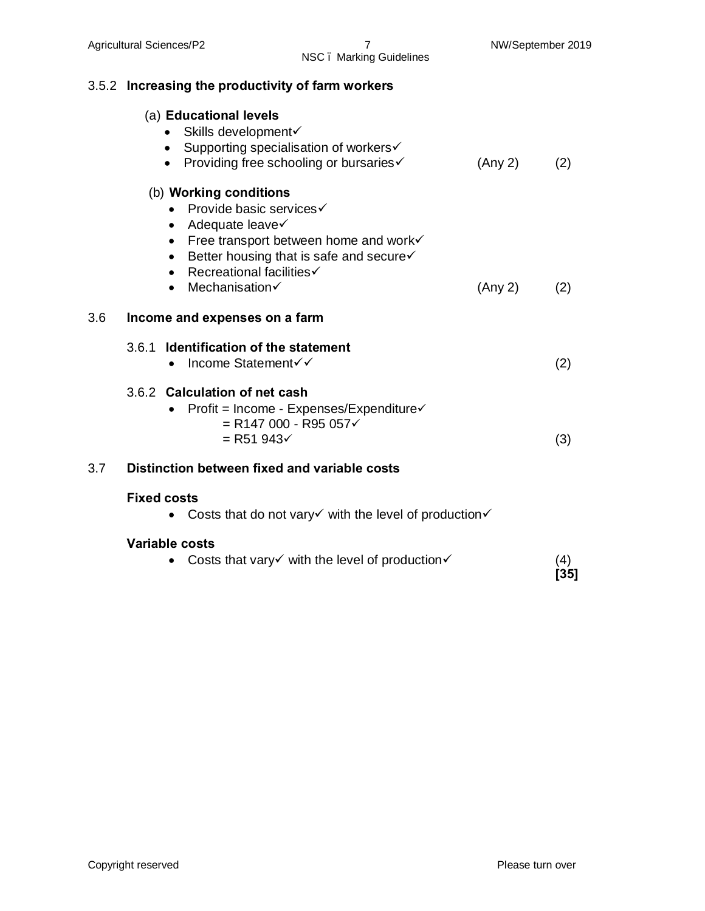3.5.2 **Increasing the productivity of farm workers**

(a) **Educational levels**

- Skills development✓
- Supporting specialisation of workers✓
- Providing free schooling or bursaries✓ (Any 2) (2)

(b) **Working conditions**

- Provide basic services✓
- Adequate leave✓
- Free transport between home and work✓
- Better housing that is safe and secure✓
- Recreational facilities✓
- Mechanisation✓ (Any 2) (2)

3.6 **Income and expenses on a farm**

3.6.1 **Identification of the statement**

- Income Statement✓✓ (2)

3.6.2 **Calculation of net cash**

- Profit = Income - Expenses/Expenditure✓
  = R147 000 - R95 057✓
  = R51 943✓ (3)

3.7 **Distinction between fixed and variable costs**

**Fixed costs**

- Costs that do not vary✓ with the level of production✓

**Variable costs**

- Costs that vary✓ with the level of production✓ (4)

**[35]**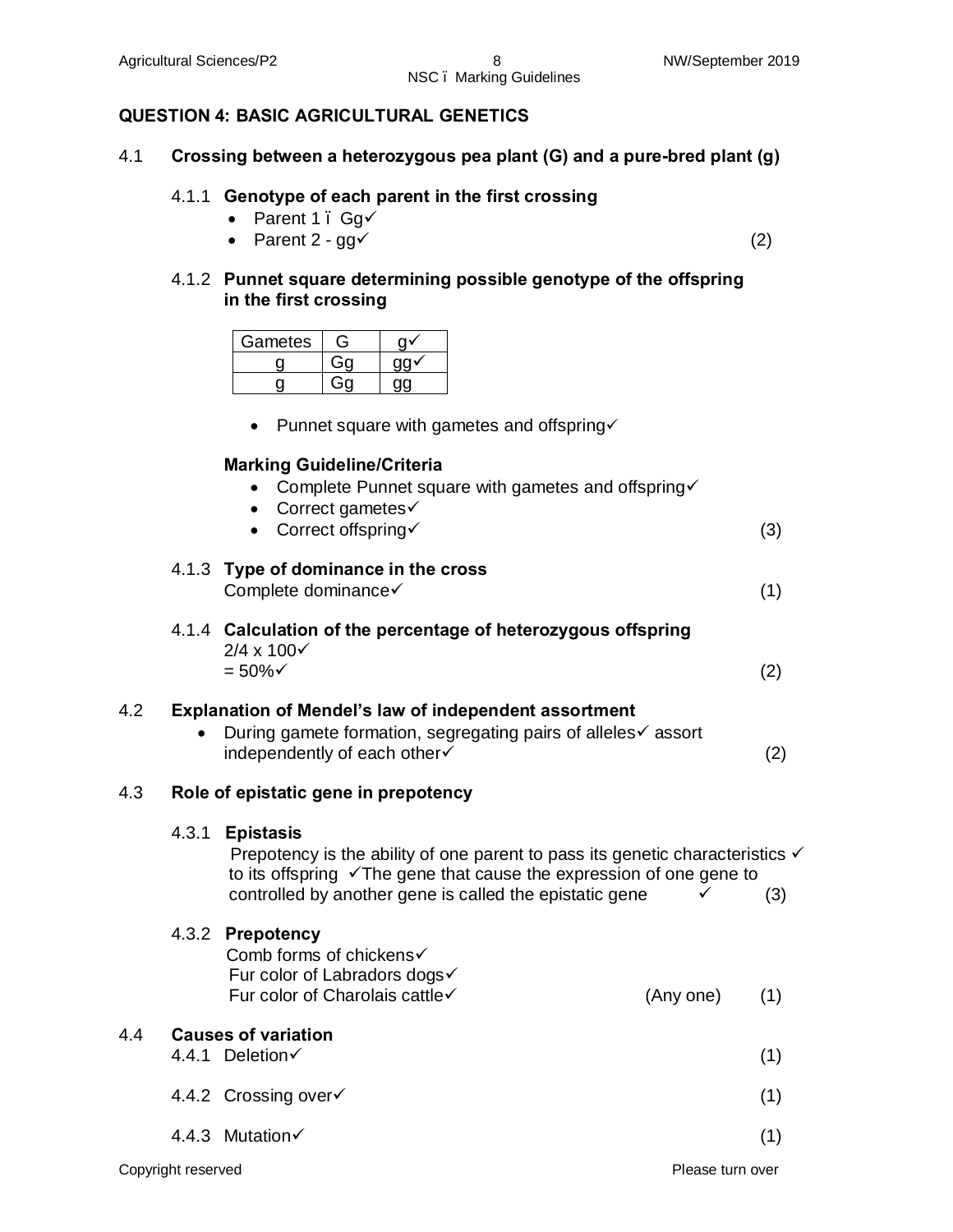## QUESTION 4: BASIC AGRICULTURAL GENETICS

4.1 **Crossing between a heterozygous pea plant (G) and a pure-bred plant (g)**

4.1.1 **Genotype of each parent in the first crossing**

- Parent 1 – Gg✓
- Parent 2 - gg✓ (2)

4.1.2 **Punnet square determining possible genotype of the offspring in the first crossing**

| Gametes | G | g✓ |
|---|---|---|
| g | Gg | gg✓ |
| g | Gg | gg |

- Punnet square with gametes and offspring✓

**Marking Guideline/Criteria**

- Complete Punnet square with gametes and offspring✓
- Correct gametes✓
- Correct offspring✓ (3)

4.1.3 **Type of dominance in the cross**
Complete dominance✓ (1)

4.1.4 **Calculation of the percentage of heterozygous offspring**
2/4 x 100✓
= 50%✓ (2)

4.2 **Explanation of Mendel's law of independent assortment**

- During gamete formation, segregating pairs of alleles✓ assort independently of each other✓ (2)

4.3 **Role of epistatic gene in prepotency**

4.3.1 **Epistasis**
Prepotency is the ability of one parent to pass its genetic characteristics ✓ to its offspring ✓The gene that cause the expression of one gene to controlled by another gene is called the epistatic gene ✓ (3)

4.3.2 **Prepotency**
Comb forms of chickens✓
Fur color of Labradors dogs✓
Fur color of Charolais cattle✓ (Any one) (1)

4.4 **Causes of variation**

4.4.1 Deletion✓ (1)

4.4.2 Crossing over✓ (1)

4.4.3 Mutation✓ (1)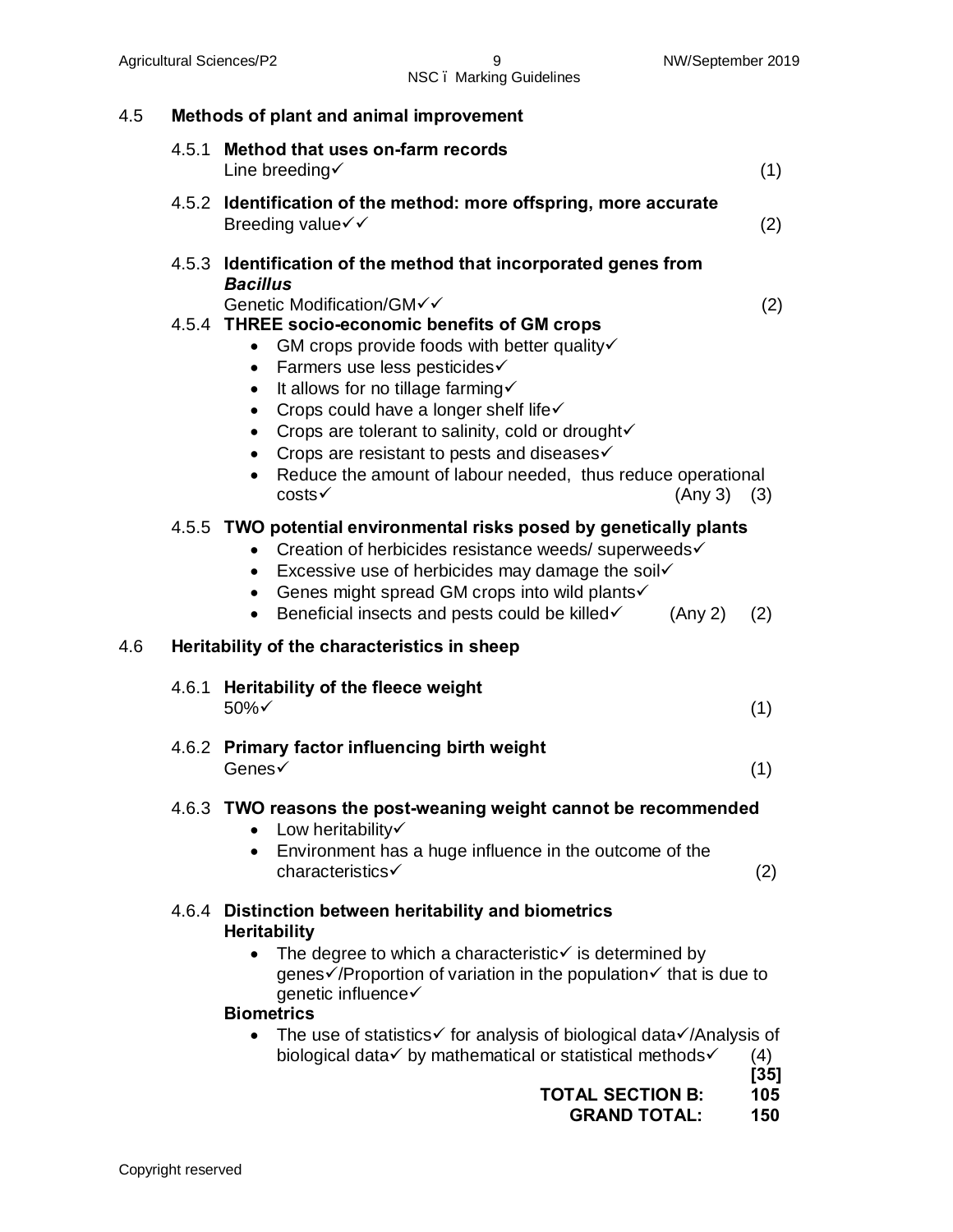## 4.5 Methods of plant and animal improvement

**4.5.1 Method that uses on-farm records**

Line breeding✓ (1)

**4.5.2 Identification of the method: more offspring, more accurate**

Breeding value✓✓ (2)

**4.5.3 Identification of the method that incorporated genes from *Bacillus***

Genetic Modification/GM✓✓ (2)

**4.5.4 THREE socio-economic benefits of GM crops**

- GM crops provide foods with better quality✓
- Farmers use less pesticides✓
- It allows for no tillage farming✓
- Crops could have a longer shelf life✓
- Crops are tolerant to salinity, cold or drought✓
- Crops are resistant to pests and diseases✓
- Reduce the amount of labour needed, thus reduce operational costs✓ (Any 3) (3)

**4.5.5 TWO potential environmental risks posed by genetically plants**

- Creation of herbicides resistance weeds/ superweeds✓
- Excessive use of herbicides may damage the soil✓
- Genes might spread GM crops into wild plants✓
- Beneficial insects and pests could be killed✓ (Any 2) (2)

## 4.6 Heritability of the characteristics in sheep

**4.6.1 Heritability of the fleece weight**

50%✓ (1)

**4.6.2 Primary factor influencing birth weight**

Genes✓ (1)

**4.6.3 TWO reasons the post-weaning weight cannot be recommended**

- Low heritability✓
- Environment has a huge influence in the outcome of the characteristics✓ (2)

**4.6.4 Distinction between heritability and biometrics**

**Heritability**

- The degree to which a characteristic✓ is determined by genes✓/Proportion of variation in the population✓ that is due to genetic influence✓

**Biometrics**

- The use of statistics✓ for analysis of biological data✓/Analysis of biological data✓ by mathematical or statistical methods✓ (4)

**[35]**

**TOTAL SECTION B: 105**

**GRAND TOTAL: 150**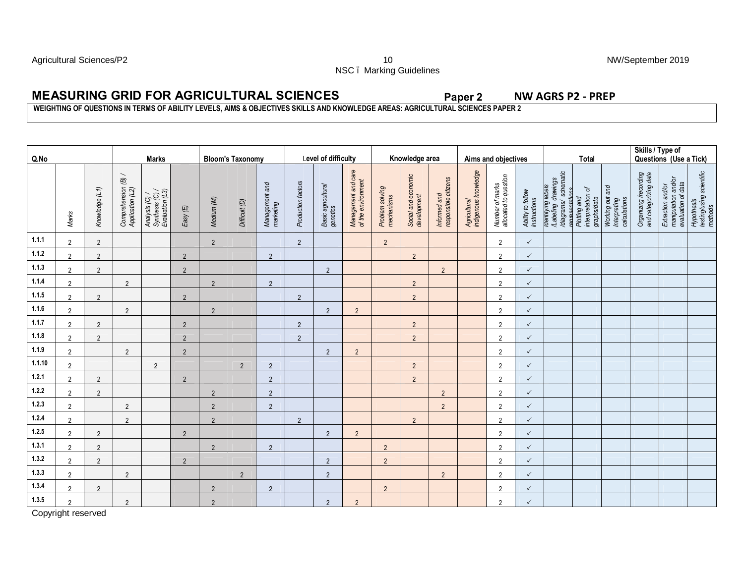## MEASURING GRID FOR AGRICULTURAL SCIENCES **Paper 2** **NW AGRS P2 - PREP**

**WEIGHTING OF QUESTIONS IN TERMS OF ABILITY LEVELS, AIMS & OBJECTIVES SKILLS AND KNOWLEDGE AREAS: AGRICULTURAL SCIENCES PAPER 2**

| Q.No | | | Marks | | | Bloom's Taxonomy | | | Level of difficulty | | | Knowledge area | | | Aims and objectives | | | Total | | | Skills / Type of Questions (Use a Tick) | | |
|---|---|---|---|---|---|---|---|---|---|---|---|---|---|---|---|---|---|---|---|---|---|---|---|
| | Marks | Knowledge (L1) | Comprehension (B) / Application (L2) | Analysis (C) / Synthesis (C) / Evaluation (L3) | Easy (E) | Medium (M) | Difficult (D) | Management and marketing | Production factors | Basic agricultural genetics | Management and care of the environment | Problem solving mechanisms | Social and economic development | Informed and responsible citizens | Agricultural indigenous knowledge | Number of marks allocated to question | Ability to follow instructions | Identifying labels /Labeling drawings /diagrams/ schematic representations | Plotting and interpretation of graphs/data | Working out and Interpreting calculations | Organizing /recording and categorizing data | Extraction and/or manipulation and/or evaluation of data | Hypothesis testing/using scientific methods |
| 1.1.1 | 2 | 2 | | | | 2 | | | 2 | | | 2 | | | | 2 | ✓ | | | | | | |
| 1.1.2 | 2 | 2 | | | 2 | | | 2 | | | | | 2 | | | 2 | ✓ | | | | | | |
| 1.1.3 | 2 | 2 | | | 2 | | | | | 2 | | | | 2 | | 2 | ✓ | | | | | | |
| 1.1.4 | 2 | | 2 | | | 2 | | 2 | | | | | 2 | | | 2 | ✓ | | | | | | |
| 1.1.5 | 2 | 2 | | | 2 | | | | 2 | | | | 2 | | | 2 | ✓ | | | | | | |
| 1.1.6 | 2 | | 2 | | | 2 | | | | 2 | 2 | | | | | 2 | ✓ | | | | | | |
| 1.1.7 | 2 | 2 | | | 2 | | | | 2 | | | | 2 | | | 2 | ✓ | | | | | | |
| 1.1.8 | 2 | 2 | | | 2 | | | | 2 | | | | 2 | | | 2 | ✓ | | | | | | |
| 1.1.9 | 2 | | 2 | | 2 | | | | | 2 | 2 | | | | | 2 | ✓ | | | | | | |
| 1.1.10 | 2 | | | 2 | | | 2 | 2 | | | | | 2 | | | 2 | ✓ | | | | | | |
| 1.2.1 | 2 | 2 | | | 2 | | | 2 | | | | | 2 | | | 2 | ✓ | | | | | | |
| 1.2.2 | 2 | 2 | | | | 2 | | 2 | | | | | | 2 | | 2 | ✓ | | | | | | |
| 1.2.3 | 2 | | 2 | | | 2 | | 2 | | | | | | 2 | | 2 | ✓ | | | | | | |
| 1.2.4 | 2 | | 2 | | | 2 | | | 2 | | | | 2 | | | 2 | ✓ | | | | | | |
| 1.2.5 | 2 | 2 | | | 2 | | | | | 2 | 2 | | | | | 2 | ✓ | | | | | | |
| 1.3.1 | 2 | 2 | | | | 2 | | 2 | | | | 2 | | | | 2 | ✓ | | | | | | |
| 1.3.2 | 2 | 2 | | | 2 | | | | | 2 | | 2 | | | | 2 | ✓ | | | | | | |
| 1.3.3 | 2 | | 2 | | | | 2 | | | 2 | | | | 2 | | 2 | ✓ | | | | | | |
| 1.3.4 | 2 | 2 | | | | 2 | | 2 | | | | 2 | | | | 2 | ✓ | | | | | | |
| 1.3.5 | 2 | | 2 | | | 2 | | | | 2 | 2 | | | | | 2 | ✓ | | | | | | |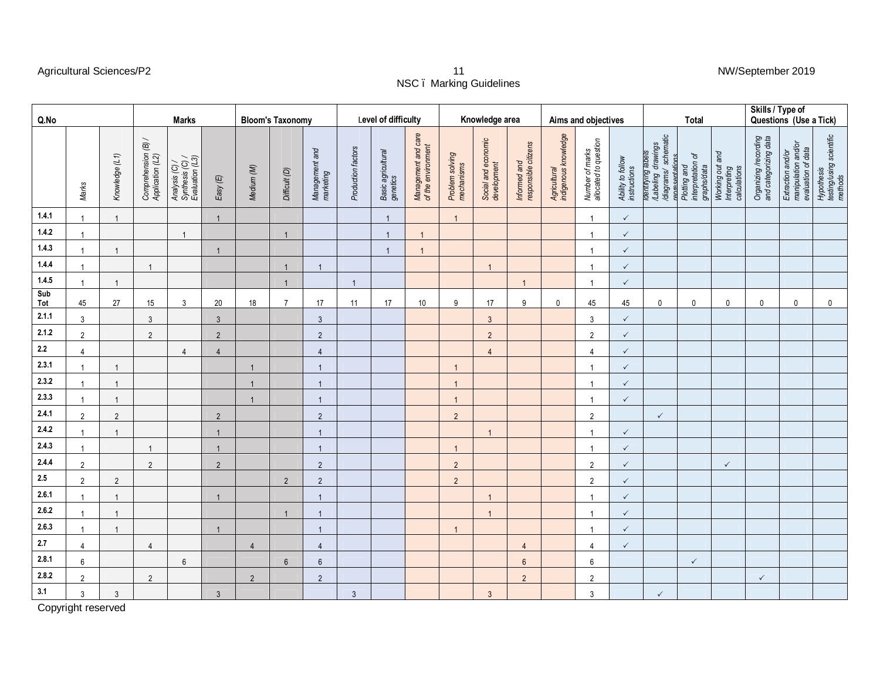| Q.No | | | Marks | | | Bloom's Taxonomy | | | Level of difficulty | | | Knowledge area | | | Aims and objectives | | | Total | | | Skills / Type of Questions (Use a Tick) | | |
|---|---|---|---|---|---|---|---|---|---|---|---|---|---|---|---|---|---|---|---|---|---|---|---|
| | Marks | Knowledge (L1) | Comprehension (B) / Application (L2) | Analysis (C) / Synthesis (C) / Evaluation (L3) | Easy (E) | Medium (M) | Difficult (D) | Management and marketing | Production factors | Basic agricultural genetics | Management and care of the environment | Problem solving mechanisms | Social and economic development | Informed and responsible citizens | Agricultural indigenous knowledge | Number of marks allocated to question | Ability to follow instructions | Identifying labels /Labeling drawings /diagrams/ schematic representations | Plotting and interpretation of graphs/data | Working out and Interpreting calculations | Organizing /recording and categorizing data | Extraction and/or manipulation and/or evaluation of data | Hypothesis testing/using scientific methods |
| 1.4.1 | 1 | 1 | | | 1 | | | | | 1 | | 1 | | | | 1 | ✓ | | | | | | |
| 1.4.2 | 1 | | | 1 | | | 1 | | | 1 | 1 | | | | | 1 | ✓ | | | | | | |
| 1.4.3 | 1 | 1 | | | 1 | | | | | 1 | 1 | | | | | 1 | ✓ | | | | | | |
| 1.4.4 | 1 | | 1 | | | | 1 | 1 | | | | | 1 | | | 1 | ✓ | | | | | | |
| 1.4.5 | 1 | 1 | | | | | 1 | | 1 | | | | | 1 | | 1 | ✓ | | | | | | |
| Sub Tot | 45 | 27 | 15 | 3 | 20 | 18 | 7 | 17 | 11 | 17 | 10 | 9 | 17 | 9 | 0 | 45 | 45 | 0 | 0 | 0 | 0 | 0 | 0 |
| 2.1.1 | 3 | | 3 | | 3 | | | 3 | | | | | 3 | | | 3 | ✓ | | | | | | |
| 2.1.2 | 2 | | 2 | | 2 | | | 2 | | | | | 2 | | | 2 | ✓ | | | | | | |
| 2.2 | 4 | | | 4 | 4 | | | 4 | | | | | 4 | | | 4 | ✓ | | | | | | |
| 2.3.1 | 1 | 1 | | | | 1 | | 1 | | | | 1 | | | | 1 | ✓ | | | | | | |
| 2.3.2 | 1 | 1 | | | | 1 | | 1 | | | | 1 | | | | 1 | ✓ | | | | | | |
| 2.3.3 | 1 | 1 | | | | 1 | | 1 | | | | 1 | | | | 1 | ✓ | | | | | | |
| 2.4.1 | 2 | 2 | | | 2 | | | 2 | | | | 2 | | | | 2 | | ✓ | | | | | |
| 2.4.2 | 1 | 1 | | | 1 | | | 1 | | | | | 1 | | | 1 | ✓ | | | | | | |
| 2.4.3 | 1 | | 1 | | 1 | | | 1 | | | | 1 | | | | 1 | ✓ | | | | | | |
| 2.4.4 | 2 | | 2 | | 2 | | | 2 | | | | 2 | | | | 2 | ✓ | | | ✓ | | | |
| 2.5 | 2 | 2 | | | | | 2 | 2 | | | | 2 | | | | 2 | ✓ | | | | | | |
| 2.6.1 | 1 | 1 | | | 1 | | | 1 | | | | | 1 | | | 1 | ✓ | | | | | | |
| 2.6.2 | 1 | 1 | | | | | 1 | 1 | | | | | 1 | | | 1 | ✓ | | | | | | |
| 2.6.3 | 1 | 1 | | | 1 | | | 1 | | | | 1 | | | | 1 | ✓ | | | | | | |
| 2.7 | 4 | | 4 | | | 4 | | 4 | | | | | | 4 | | 4 | ✓ | | | | | | |
| 2.8.1 | 6 | | | 6 | | | 6 | 6 | | | | | | 6 | | 6 | | | ✓ | | | | |
| 2.8.2 | 2 | | 2 | | | 2 | | 2 | | | | | | 2 | | 2 | | | | | ✓ | | |
| 3.1 | 3 | 3 | | | 3 | | | | 3 | | | | 3 | | | 3 | | ✓ | | | | | |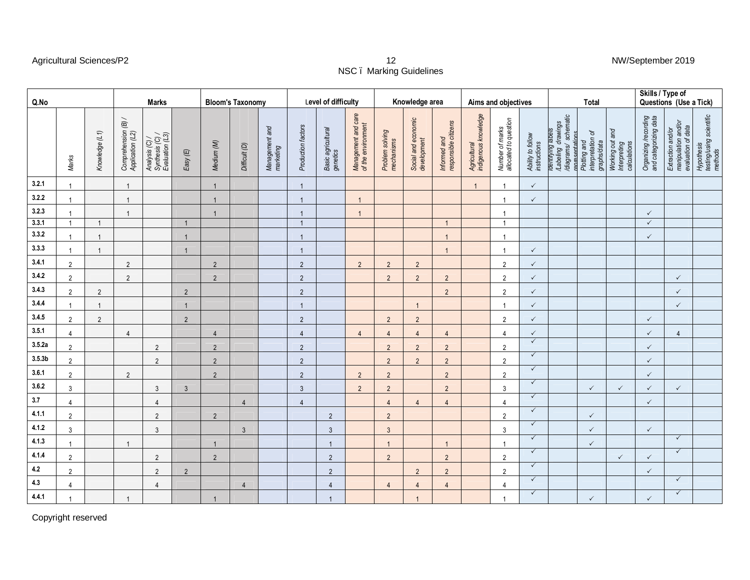| Q.No | | | Marks | | | Bloom's Taxonomy | | | Level of difficulty | | | Knowledge area | | | Aims and objectives | | | Total | | | Skills / Type of Questions (Use a Tick) | | |
|---|---|---|---|---|---|---|---|---|---|---|---|---|---|---|---|---|---|---|---|---|---|---|---|
| | Marks | Knowledge (L1) | Comprehension (B) / Application (L2) | Analysis (C) / Synthesis (C) / Evaluation (L3) | Easy (E) | Medium (M) | Difficult (D) | Management and marketing | Production factors | Basic agricultural genetics | Management and care of the environment | Problem solving mechanisms | Social and economic development | Informed and responsible citizens | Agricultural indigenous knowledge | Number of marks allocated to question | Ability to follow instructions | Identifying labels /Labeling drawings /diagrams/ schematic representations | Plotting and interpretation of graphs/data | Working out and Interpreting calculations | Organizing /recording and categorizing data | Extraction and/or manipulation and/or evaluation of data | Hypothesis testing/using scientific methods |
| **3.2.1** | 1 | | 1 | | | 1 | | | 1 | | | | | | 1 | 1 | ✓ | | | | | | |
| **3.2.2** | 1 | | 1 | | | 1 | | | 1 | | 1 | | | | | 1 | ✓ | | | | | | |
| **3.2.3** | 1 | | 1 | | | 1 | | | 1 | | 1 | | | | | 1 | | | | | ✓ | | |
| **3.3.1** | 1 | 1 | | | 1 | | | | 1 | | | | | 1 | | 1 | | | | | ✓ | | |
| **3.3.2** | 1 | 1 | | | 1 | | | | 1 | | | | | 1 | | 1 | | | | | ✓ | | |
| **3.3.3** | 1 | 1 | | | 1 | | | | 1 | | | | | 1 | | 1 | ✓ | | | | | | |
| **3.4.1** | 2 | | 2 | | | 2 | | | 2 | | 2 | 2 | 2 | | | 2 | ✓ | | | | | | |
| **3.4.2** | 2 | | 2 | | | 2 | | | 2 | | | 2 | 2 | 2 | | 2 | ✓ | | | | | ✓ | |
| **3.4.3** | 2 | 2 | | | 2 | | | | 2 | | | | | 2 | | 2 | ✓ | | | | | ✓ | |
| **3.4.4** | 1 | 1 | | | 1 | | | | 1 | | | | 1 | | | 1 | ✓ | | | | | ✓ | |
| **3.4.5** | 2 | 2 | | | 2 | | | | 2 | | | 2 | 2 | | | 2 | ✓ | | | | ✓ | | |
| **3.5.1** | 4 | | 4 | | | 4 | | | 4 | | 4 | 4 | 4 | 4 | | 4 | ✓ | | | | ✓ | 4 | |
| **3.5.2a** | 2 | | | 2 | | 2 | | | 2 | | | 2 | 2 | 2 | | 2 | ✓ | | | | ✓ | | |
| **3.5.3b** | 2 | | | 2 | | 2 | | | 2 | | | 2 | 2 | 2 | | 2 | ✓ | | | | ✓ | | |
| **3.6.1** | 2 | | 2 | | | 2 | | | 2 | | 2 | 2 | | 2 | | 2 | ✓ | | | | ✓ | | |
| **3.6.2** | 3 | | | 3 | 3 | | | | 3 | | 2 | 2 | | 2 | | 3 | ✓ | | ✓ | ✓ | ✓ | ✓ | |
| **3.7** | 4 | | | 4 | | | 4 | | 4 | | | 4 | 4 | 4 | | 4 | ✓ | | | | ✓ | | |
| **4.1.1** | 2 | | | 2 | | 2 | | | | 2 | | 2 | | | | 2 | ✓ | | ✓ | | | | |
| **4.1.2** | 3 | | | 3 | | | 3 | | | 3 | | 3 | | | | 3 | ✓ | | ✓ | | ✓ | | |
| **4.1.3** | 1 | | 1 | | | 1 | | | | 1 | | 1 | | 1 | | 1 | ✓ | | ✓ | | | ✓ | |
| **4.1.4** | 2 | | | 2 | | 2 | | | | 2 | | 2 | | 2 | | 2 | ✓ | | | ✓ | ✓ | ✓ | |
| **4.2** | 2 | | | 2 | 2 | | | | | 2 | | | 2 | 2 | | 2 | ✓ | | | | ✓ | | |
| **4.3** | 4 | | | 4 | | | 4 | | | 4 | | 4 | 4 | 4 | | 4 | ✓ | | | | | ✓ | |
| **4.4.1** | 1 | | 1 | | | 1 | | | | 1 | | | 1 | | | 1 | ✓ | | ✓ | | ✓ | ✓ | |

Copyright reserved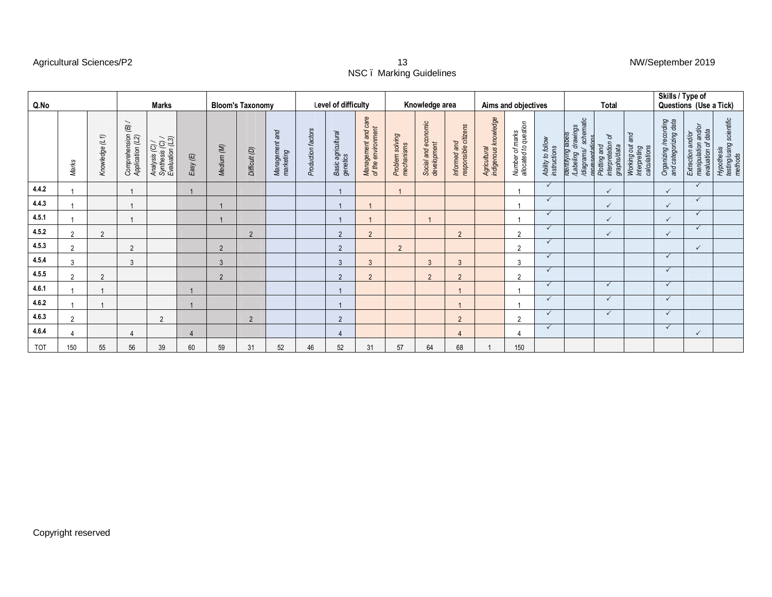NSC – Marking Guidelines

| Q.No | | Marks | | | Bloom's Taxonomy | | | | Level of difficulty | | | Knowledge area | | | Aims and objectives | | | Total | | | Skills / Type of Questions (Use a Tick) | | |
|---|---|---|---|---|---|---|---|---|---|---|---|---|---|---|---|---|---|---|---|---|---|---|---|
| | Marks | Knowledge (L1) | Comprehension (B) / Application (L2) | Analysis (C) / Synthesis (C) / Evaluation (L3) | Easy (E) | Medium (M) | Difficult (D) | Management and marketing | Production factors | Basic agricultural genetics | Management and care of the environment | Problem solving mechanisms | Social and economic development | Informed and responsible citizens | Agricultural indigenous knowledge | Number of marks allocated to question | Ability to follow instructions | Identifying labels /Labeling drawings /diagrams/ schematic representations | Plotting and interpretation of graphs/data | Working out and Interpreting calculations | Organizing /recording and categorizing data | Extraction and/or manipulation and/or evaluation of data | Hypothesis testing/using scientific methods |
| 4.4.2 | 1 | | 1 | | 1 | | | | | 1 | | 1 | | | | 1 | ✓ | | ✓ | | ✓ | ✓ | |
| 4.4.3 | 1 | | 1 | | | 1 | | | | 1 | 1 | | | | | 1 | ✓ | | ✓ | | ✓ | ✓ | |
| 4.5.1 | 1 | | 1 | | | 1 | | | | 1 | 1 | | 1 | | | 1 | ✓ | | ✓ | | ✓ | ✓ | |
| 4.5.2 | 2 | 2 | | | | | 2 | | | 2 | 2 | | | 2 | | 2 | ✓ | | ✓ | | ✓ | ✓ | |
| 4.5.3 | 2 | | 2 | | | 2 | | | | 2 | | 2 | | | | 2 | ✓ | | | | | ✓ | |
| 4.5.4 | 3 | | 3 | | | 3 | | | | 3 | 3 | | 3 | 3 | | 3 | ✓ | | | | ✓ | | |
| 4.5.5 | 2 | 2 | | | | 2 | | | | 2 | 2 | | 2 | 2 | | 2 | ✓ | | | | ✓ | | |
| 4.6.1 | 1 | 1 | | | 1 | | | | | 1 | | | | 1 | | 1 | ✓ | | ✓ | | ✓ | | |
| 4.6.2 | 1 | 1 | | | 1 | | | | | 1 | | | | 1 | | 1 | ✓ | | ✓ | | ✓ | | |
| 4.6.3 | 2 | | | 2 | | | 2 | | | 2 | | | | 2 | | 2 | ✓ | | ✓ | | ✓ | | |
| 4.6.4 | 4 | | 4 | | 4 | | | | | 4 | | | | 4 | | 4 | ✓ | | | | ✓ | ✓ | |
| TOT | 150 | 55 | 56 | 39 | 60 | 59 | 31 | 52 | 46 | 52 | 31 | 57 | 64 | 68 | 1 | 150 | | | | | | | |

Copyright reserved